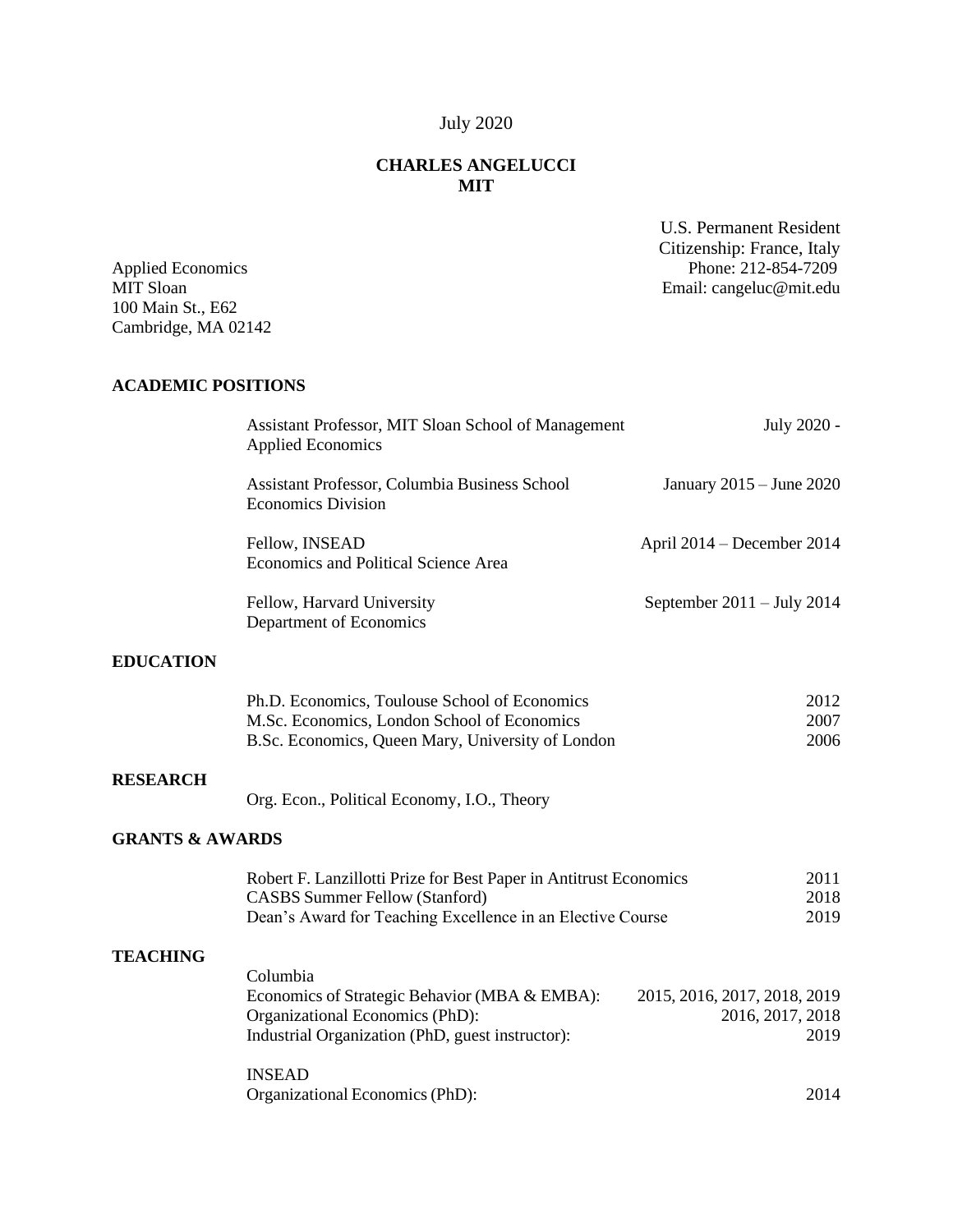July 2020

**CHARLES ANGELUCCI**
**MIT**

U.S. Permanent Resident
Citizenship: France, Italy
Phone: 212-854-7209
Email: cangeluc@mit.edu

Applied Economics
MIT Sloan
100 Main St., E62
Cambridge, MA 02142

## ACADEMIC POSITIONS

Assistant Professor, MIT Sloan School of Management, Applied Economics — July 2020 -

Assistant Professor, Columbia Business School, Economics Division — January 2015 – June 2020

Fellow, INSEAD, Economics and Political Science Area — April 2014 – December 2014

Fellow, Harvard University, Department of Economics — September 2011 – July 2014

## EDUCATION

Ph.D. Economics, Toulouse School of Economics — 2012
M.Sc. Economics, London School of Economics — 2007
B.Sc. Economics, Queen Mary, University of London — 2006

## RESEARCH

Org. Econ., Political Economy, I.O., Theory

## GRANTS & AWARDS

Robert F. Lanzillotti Prize for Best Paper in Antitrust Economics — 2011
CASBS Summer Fellow (Stanford) — 2018
Dean's Award for Teaching Excellence in an Elective Course — 2019

## TEACHING

Columbia
Economics of Strategic Behavior (MBA & EMBA): 2015, 2016, 2017, 2018, 2019
Organizational Economics (PhD): 2016, 2017, 2018
Industrial Organization (PhD, guest instructor): 2019

INSEAD
Organizational Economics (PhD): 2014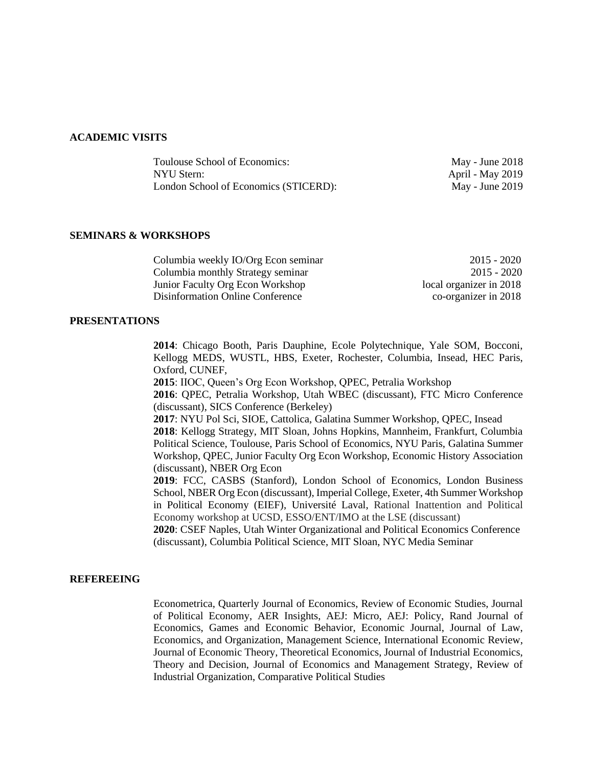## ACADEMIC VISITS

| | |
|---|---|
| Toulouse School of Economics: | May - June 2018 |
| NYU Stern: | April - May 2019 |
| London School of Economics (STICERD): | May - June 2019 |

## SEMINARS & WORKSHOPS

| | |
|---|---|
| Columbia weekly IO/Org Econ seminar | 2015 - 2020 |
| Columbia monthly Strategy seminar | 2015 - 2020 |
| Junior Faculty Org Econ Workshop | local organizer in 2018 |
| Disinformation Online Conference | co-organizer in 2018 |

## PRESENTATIONS

**2014**: Chicago Booth, Paris Dauphine, Ecole Polytechnique, Yale SOM, Bocconi, Kellogg MEDS, WUSTL, HBS, Exeter, Rochester, Columbia, Insead, HEC Paris, Oxford, CUNEF,
**2015**: IIOC, Queen's Org Econ Workshop, QPEC, Petralia Workshop
**2016**: QPEC, Petralia Workshop, Utah WBEC (discussant), FTC Micro Conference (discussant), SICS Conference (Berkeley)
**2017**: NYU Pol Sci, SIOE, Cattolica, Galatina Summer Workshop, QPEC, Insead
**2018**: Kellogg Strategy, MIT Sloan, Johns Hopkins, Mannheim, Frankfurt, Columbia Political Science, Toulouse, Paris School of Economics, NYU Paris, Galatina Summer Workshop, QPEC, Junior Faculty Org Econ Workshop, Economic History Association (discussant), NBER Org Econ
**2019**: FCC, CASBS (Stanford), London School of Economics, London Business School, NBER Org Econ (discussant), Imperial College, Exeter, 4th Summer Workshop in Political Economy (EIEF), Université Laval, Rational Inattention and Political Economy workshop at UCSD, ESSO/ENT/IMO at the LSE (discussant)
**2020**: CSEF Naples, Utah Winter Organizational and Political Economics Conference (discussant), Columbia Political Science, MIT Sloan, NYC Media Seminar

## REFEREEING

Econometrica, Quarterly Journal of Economics, Review of Economic Studies, Journal of Political Economy, AER Insights, AEJ: Micro, AEJ: Policy, Rand Journal of Economics, Games and Economic Behavior, Economic Journal, Journal of Law, Economics, and Organization, Management Science, International Economic Review, Journal of Economic Theory, Theoretical Economics, Journal of Industrial Economics, Theory and Decision, Journal of Economics and Management Strategy, Review of Industrial Organization, Comparative Political Studies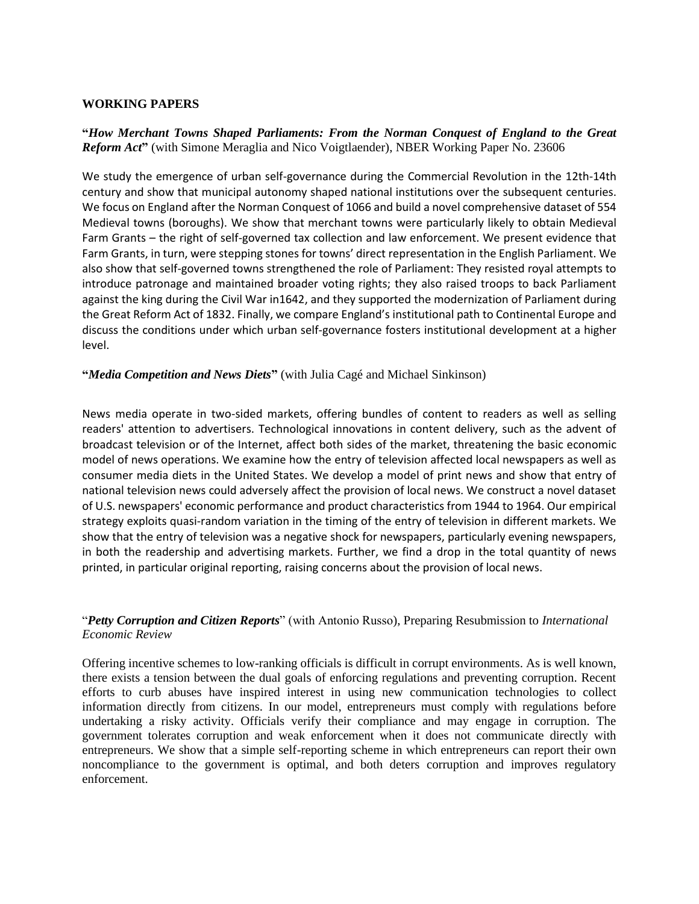## WORKING PAPERS

**"*How Merchant Towns Shaped Parliaments: From the Norman Conquest of England to the Great Reform Act*"** (with Simone Meraglia and Nico Voigtlaender), NBER Working Paper No. 23606

We study the emergence of urban self-governance during the Commercial Revolution in the 12th-14th century and show that municipal autonomy shaped national institutions over the subsequent centuries. We focus on England after the Norman Conquest of 1066 and build a novel comprehensive dataset of 554 Medieval towns (boroughs). We show that merchant towns were particularly likely to obtain Medieval Farm Grants – the right of self-governed tax collection and law enforcement. We present evidence that Farm Grants, in turn, were stepping stones for towns' direct representation in the English Parliament. We also show that self-governed towns strengthened the role of Parliament: They resisted royal attempts to introduce patronage and maintained broader voting rights; they also raised troops to back Parliament against the king during the Civil War in1642, and they supported the modernization of Parliament during the Great Reform Act of 1832. Finally, we compare England's institutional path to Continental Europe and discuss the conditions under which urban self-governance fosters institutional development at a higher level.

**"*Media Competition and News Diets*"** (with Julia Cagé and Michael Sinkinson)

News media operate in two-sided markets, offering bundles of content to readers as well as selling readers' attention to advertisers. Technological innovations in content delivery, such as the advent of broadcast television or of the Internet, affect both sides of the market, threatening the basic economic model of news operations. We examine how the entry of television affected local newspapers as well as consumer media diets in the United States. We develop a model of print news and show that entry of national television news could adversely affect the provision of local news. We construct a novel dataset of U.S. newspapers' economic performance and product characteristics from 1944 to 1964. Our empirical strategy exploits quasi-random variation in the timing of the entry of television in different markets. We show that the entry of television was a negative shock for newspapers, particularly evening newspapers, in both the readership and advertising markets. Further, we find a drop in the total quantity of news printed, in particular original reporting, raising concerns about the provision of local news.

"***Petty Corruption and Citizen Reports***" (with Antonio Russo), Preparing Resubmission to *International Economic Review*

Offering incentive schemes to low-ranking officials is difficult in corrupt environments. As is well known, there exists a tension between the dual goals of enforcing regulations and preventing corruption. Recent efforts to curb abuses have inspired interest in using new communication technologies to collect information directly from citizens. In our model, entrepreneurs must comply with regulations before undertaking a risky activity. Officials verify their compliance and may engage in corruption. The government tolerates corruption and weak enforcement when it does not communicate directly with entrepreneurs. We show that a simple self-reporting scheme in which entrepreneurs can report their own noncompliance to the government is optimal, and both deters corruption and improves regulatory enforcement.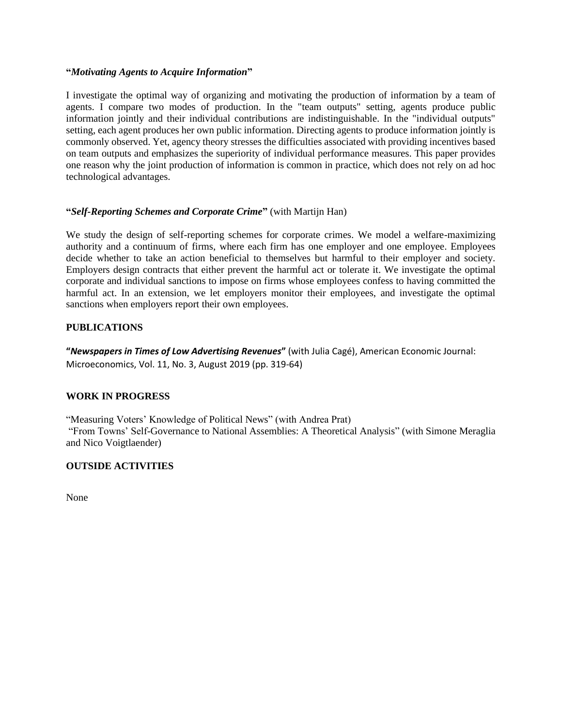**"*Motivating Agents to Acquire Information*"**

I investigate the optimal way of organizing and motivating the production of information by a team of agents. I compare two modes of production. In the "team outputs" setting, agents produce public information jointly and their individual contributions are indistinguishable. In the "individual outputs" setting, each agent produces her own public information. Directing agents to produce information jointly is commonly observed. Yet, agency theory stresses the difficulties associated with providing incentives based on team outputs and emphasizes the superiority of individual performance measures. This paper provides one reason why the joint production of information is common in practice, which does not rely on ad hoc technological advantages.

**"*Self-Reporting Schemes and Corporate Crime*"** (with Martijn Han)

We study the design of self-reporting schemes for corporate crimes. We model a welfare-maximizing authority and a continuum of firms, where each firm has one employer and one employee. Employees decide whether to take an action beneficial to themselves but harmful to their employer and society. Employers design contracts that either prevent the harmful act or tolerate it. We investigate the optimal corporate and individual sanctions to impose on firms whose employees confess to having committed the harmful act. In an extension, we let employers monitor their employees, and investigate the optimal sanctions when employers report their own employees.

## PUBLICATIONS

**"*Newspapers in Times of Low Advertising Revenues*"** (with Julia Cagé), American Economic Journal: Microeconomics, Vol. 11, No. 3, August 2019 (pp. 319-64)

## WORK IN PROGRESS

"Measuring Voters' Knowledge of Political News" (with Andrea Prat)
"From Towns' Self-Governance to National Assemblies: A Theoretical Analysis" (with Simone Meraglia and Nico Voigtlaender)

## OUTSIDE ACTIVITIES

None